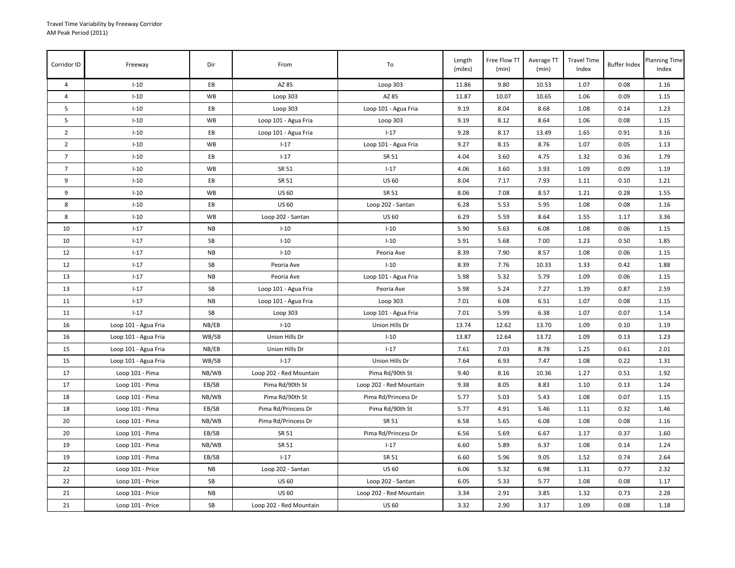Travel Time Variability by Freeway Corridor
AM Peak Period (2011)

| Corridor ID | Freeway | Dir | From | To | Length (miles) | Free Flow TT (min) | Average TT (min) | Travel Time Index | Buffer Index | Planning Time Index |
|---|---|---|---|---|---|---|---|---|---|---|
| 4 | I-10 | EB | AZ 85 | Loop 303 | 11.86 | 9.80 | 10.53 | 1.07 | 0.08 | 1.16 |
| 4 | I-10 | WB | Loop 303 | AZ 85 | 11.87 | 10.07 | 10.65 | 1.06 | 0.09 | 1.15 |
| 5 | I-10 | EB | Loop 303 | Loop 101 - Agua Fria | 9.19 | 8.04 | 8.68 | 1.08 | 0.14 | 1.23 |
| 5 | I-10 | WB | Loop 101 - Agua Fria | Loop 303 | 9.19 | 8.12 | 8.64 | 1.06 | 0.08 | 1.15 |
| 2 | I-10 | EB | Loop 101 - Agua Fria | I-17 | 9.28 | 8.17 | 13.49 | 1.65 | 0.91 | 3.16 |
| 2 | I-10 | WB | I-17 | Loop 101 - Agua Fria | 9.27 | 8.15 | 8.76 | 1.07 | 0.05 | 1.13 |
| 7 | I-10 | EB | I-17 | SR 51 | 4.04 | 3.60 | 4.75 | 1.32 | 0.36 | 1.79 |
| 7 | I-10 | WB | SR 51 | I-17 | 4.06 | 3.60 | 3.93 | 1.09 | 0.09 | 1.19 |
| 9 | I-10 | EB | SR 51 | US 60 | 8.04 | 7.17 | 7.93 | 1.11 | 0.10 | 1.21 |
| 9 | I-10 | WB | US 60 | SR 51 | 8.06 | 7.08 | 8.57 | 1.21 | 0.28 | 1.55 |
| 8 | I-10 | EB | US 60 | Loop 202 - Santan | 6.28 | 5.53 | 5.95 | 1.08 | 0.08 | 1.16 |
| 8 | I-10 | WB | Loop 202 - Santan | US 60 | 6.29 | 5.59 | 8.64 | 1.55 | 1.17 | 3.36 |
| 10 | I-17 | NB | I-10 | I-10 | 5.90 | 5.63 | 6.08 | 1.08 | 0.06 | 1.15 |
| 10 | I-17 | SB | I-10 | I-10 | 5.91 | 5.68 | 7.00 | 1.23 | 0.50 | 1.85 |
| 12 | I-17 | NB | I-10 | Peoria Ave | 8.39 | 7.90 | 8.57 | 1.08 | 0.06 | 1.15 |
| 12 | I-17 | SB | Peoria Ave | I-10 | 8.39 | 7.76 | 10.33 | 1.33 | 0.42 | 1.88 |
| 13 | I-17 | NB | Peoria Ave | Loop 101 - Agua Fria | 5.98 | 5.32 | 5.79 | 1.09 | 0.06 | 1.15 |
| 13 | I-17 | SB | Loop 101 - Agua Fria | Peoria Ave | 5.98 | 5.24 | 7.27 | 1.39 | 0.87 | 2.59 |
| 11 | I-17 | NB | Loop 101 - Agua Fria | Loop 303 | 7.01 | 6.08 | 6.51 | 1.07 | 0.08 | 1.15 |
| 11 | I-17 | SB | Loop 303 | Loop 101 - Agua Fria | 7.01 | 5.99 | 6.38 | 1.07 | 0.07 | 1.14 |
| 16 | Loop 101 - Agua Fria | NB/EB | I-10 | Union Hills Dr | 13.74 | 12.62 | 13.70 | 1.09 | 0.10 | 1.19 |
| 16 | Loop 101 - Agua Fria | WB/SB | Union Hills Dr | I-10 | 13.87 | 12.64 | 13.72 | 1.09 | 0.13 | 1.23 |
| 15 | Loop 101 - Agua Fria | NB/EB | Union Hills Dr | I-17 | 7.61 | 7.03 | 8.78 | 1.25 | 0.61 | 2.01 |
| 15 | Loop 101 - Agua Fria | WB/SB | I-17 | Union Hills Dr | 7.64 | 6.93 | 7.47 | 1.08 | 0.22 | 1.31 |
| 17 | Loop 101 - Pima | NB/WB | Loop 202 - Red Mountain | Pima Rd/90th St | 9.40 | 8.16 | 10.36 | 1.27 | 0.51 | 1.92 |
| 17 | Loop 101 - Pima | EB/SB | Pima Rd/90th St | Loop 202 - Red Mountain | 9.38 | 8.05 | 8.83 | 1.10 | 0.13 | 1.24 |
| 18 | Loop 101 - Pima | NB/WB | Pima Rd/90th St | Pima Rd/Princess Dr | 5.77 | 5.03 | 5.43 | 1.08 | 0.07 | 1.15 |
| 18 | Loop 101 - Pima | EB/SB | Pima Rd/Princess Dr | Pima Rd/90th St | 5.77 | 4.91 | 5.46 | 1.11 | 0.32 | 1.46 |
| 20 | Loop 101 - Pima | NB/WB | Pima Rd/Princess Dr | SR 51 | 6.58 | 5.65 | 6.08 | 1.08 | 0.08 | 1.16 |
| 20 | Loop 101 - Pima | EB/SB | SR 51 | Pima Rd/Princess Dr | 6.56 | 5.69 | 6.67 | 1.17 | 0.37 | 1.60 |
| 19 | Loop 101 - Pima | NB/WB | SR 51 | I-17 | 6.60 | 5.89 | 6.37 | 1.08 | 0.14 | 1.24 |
| 19 | Loop 101 - Pima | EB/SB | I-17 | SR 51 | 6.60 | 5.96 | 9.05 | 1.52 | 0.74 | 2.64 |
| 22 | Loop 101 - Price | NB | Loop 202 - Santan | US 60 | 6.06 | 5.32 | 6.98 | 1.31 | 0.77 | 2.32 |
| 22 | Loop 101 - Price | SB | US 60 | Loop 202 - Santan | 6.05 | 5.33 | 5.77 | 1.08 | 0.08 | 1.17 |
| 21 | Loop 101 - Price | NB | US 60 | Loop 202 - Red Mountain | 3.34 | 2.91 | 3.85 | 1.32 | 0.73 | 2.28 |
| 21 | Loop 101 - Price | SB | Loop 202 - Red Mountain | US 60 | 3.32 | 2.90 | 3.17 | 1.09 | 0.08 | 1.18 |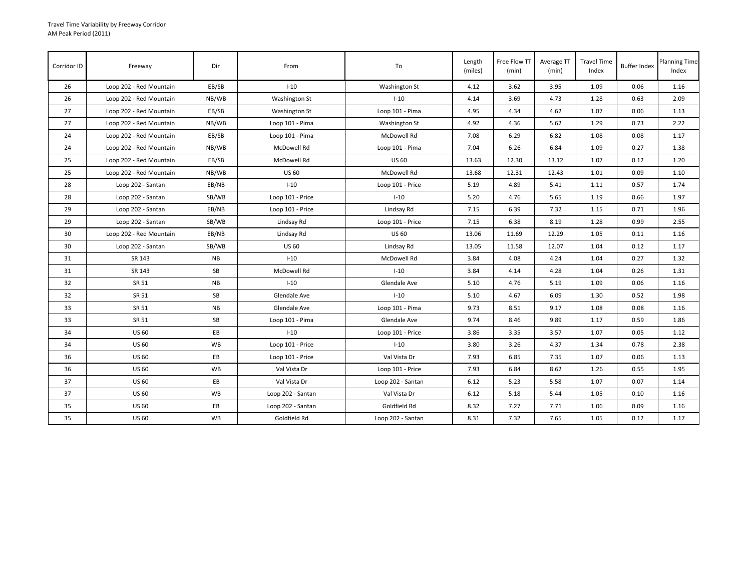Travel Time Variability by Freeway Corridor
AM Peak Period (2011)

| Corridor ID | Freeway | Dir | From | To | Length (miles) | Free Flow TT (min) | Average TT (min) | Travel Time Index | Buffer Index | Planning Time Index |
|---|---|---|---|---|---|---|---|---|---|---|
| 26 | Loop 202 - Red Mountain | EB/SB | I-10 | Washington St | 4.12 | 3.62 | 3.95 | 1.09 | 0.06 | 1.16 |
| 26 | Loop 202 - Red Mountain | NB/WB | Washington St | I-10 | 4.14 | 3.69 | 4.73 | 1.28 | 0.63 | 2.09 |
| 27 | Loop 202 - Red Mountain | EB/SB | Washington St | Loop 101 - Pima | 4.95 | 4.34 | 4.62 | 1.07 | 0.06 | 1.13 |
| 27 | Loop 202 - Red Mountain | NB/WB | Loop 101 - Pima | Washington St | 4.92 | 4.36 | 5.62 | 1.29 | 0.73 | 2.22 |
| 24 | Loop 202 - Red Mountain | EB/SB | Loop 101 - Pima | McDowell Rd | 7.08 | 6.29 | 6.82 | 1.08 | 0.08 | 1.17 |
| 24 | Loop 202 - Red Mountain | NB/WB | McDowell Rd | Loop 101 - Pima | 7.04 | 6.26 | 6.84 | 1.09 | 0.27 | 1.38 |
| 25 | Loop 202 - Red Mountain | EB/SB | McDowell Rd | US 60 | 13.63 | 12.30 | 13.12 | 1.07 | 0.12 | 1.20 |
| 25 | Loop 202 - Red Mountain | NB/WB | US 60 | McDowell Rd | 13.68 | 12.31 | 12.43 | 1.01 | 0.09 | 1.10 |
| 28 | Loop 202 - Santan | EB/NB | I-10 | Loop 101 - Price | 5.19 | 4.89 | 5.41 | 1.11 | 0.57 | 1.74 |
| 28 | Loop 202 - Santan | SB/WB | Loop 101 - Price | I-10 | 5.20 | 4.76 | 5.65 | 1.19 | 0.66 | 1.97 |
| 29 | Loop 202 - Santan | EB/NB | Loop 101 - Price | Lindsay Rd | 7.15 | 6.39 | 7.32 | 1.15 | 0.71 | 1.96 |
| 29 | Loop 202 - Santan | SB/WB | Lindsay Rd | Loop 101 - Price | 7.15 | 6.38 | 8.19 | 1.28 | 0.99 | 2.55 |
| 30 | Loop 202 - Red Mountain | EB/NB | Lindsay Rd | US 60 | 13.06 | 11.69 | 12.29 | 1.05 | 0.11 | 1.16 |
| 30 | Loop 202 - Santan | SB/WB | US 60 | Lindsay Rd | 13.05 | 11.58 | 12.07 | 1.04 | 0.12 | 1.17 |
| 31 | SR 143 | NB | I-10 | McDowell Rd | 3.84 | 4.08 | 4.24 | 1.04 | 0.27 | 1.32 |
| 31 | SR 143 | SB | McDowell Rd | I-10 | 3.84 | 4.14 | 4.28 | 1.04 | 0.26 | 1.31 |
| 32 | SR 51 | NB | I-10 | Glendale Ave | 5.10 | 4.76 | 5.19 | 1.09 | 0.06 | 1.16 |
| 32 | SR 51 | SB | Glendale Ave | I-10 | 5.10 | 4.67 | 6.09 | 1.30 | 0.52 | 1.98 |
| 33 | SR 51 | NB | Glendale Ave | Loop 101 - Pima | 9.73 | 8.51 | 9.17 | 1.08 | 0.08 | 1.16 |
| 33 | SR 51 | SB | Loop 101 - Pima | Glendale Ave | 9.74 | 8.46 | 9.89 | 1.17 | 0.59 | 1.86 |
| 34 | US 60 | EB | I-10 | Loop 101 - Price | 3.86 | 3.35 | 3.57 | 1.07 | 0.05 | 1.12 |
| 34 | US 60 | WB | Loop 101 - Price | I-10 | 3.80 | 3.26 | 4.37 | 1.34 | 0.78 | 2.38 |
| 36 | US 60 | EB | Loop 101 - Price | Val Vista Dr | 7.93 | 6.85 | 7.35 | 1.07 | 0.06 | 1.13 |
| 36 | US 60 | WB | Val Vista Dr | Loop 101 - Price | 7.93 | 6.84 | 8.62 | 1.26 | 0.55 | 1.95 |
| 37 | US 60 | EB | Val Vista Dr | Loop 202 - Santan | 6.12 | 5.23 | 5.58 | 1.07 | 0.07 | 1.14 |
| 37 | US 60 | WB | Loop 202 - Santan | Val Vista Dr | 6.12 | 5.18 | 5.44 | 1.05 | 0.10 | 1.16 |
| 35 | US 60 | EB | Loop 202 - Santan | Goldfield Rd | 8.32 | 7.27 | 7.71 | 1.06 | 0.09 | 1.16 |
| 35 | US 60 | WB | Goldfield Rd | Loop 202 - Santan | 8.31 | 7.32 | 7.65 | 1.05 | 0.12 | 1.17 |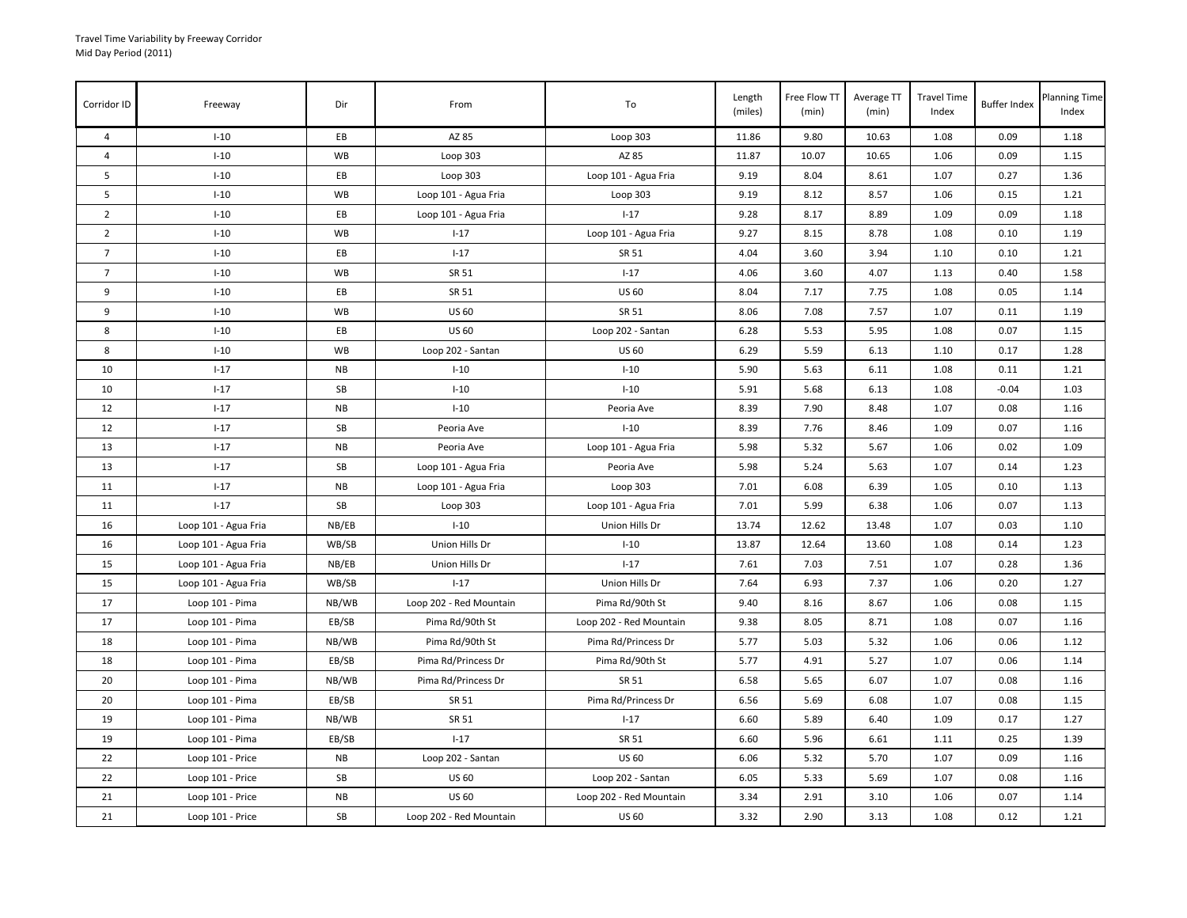Travel Time Variability by Freeway Corridor
Mid Day Period (2011)

| Corridor ID | Freeway | Dir | From | To | Length (miles) | Free Flow TT (min) | Average TT (min) | Travel Time Index | Buffer Index | Planning Time Index |
|---|---|---|---|---|---|---|---|---|---|---|
| 4 | I-10 | EB | AZ 85 | Loop 303 | 11.86 | 9.80 | 10.63 | 1.08 | 0.09 | 1.18 |
| 4 | I-10 | WB | Loop 303 | AZ 85 | 11.87 | 10.07 | 10.65 | 1.06 | 0.09 | 1.15 |
| 5 | I-10 | EB | Loop 303 | Loop 101 - Agua Fria | 9.19 | 8.04 | 8.61 | 1.07 | 0.27 | 1.36 |
| 5 | I-10 | WB | Loop 101 - Agua Fria | Loop 303 | 9.19 | 8.12 | 8.57 | 1.06 | 0.15 | 1.21 |
| 2 | I-10 | EB | Loop 101 - Agua Fria | I-17 | 9.28 | 8.17 | 8.89 | 1.09 | 0.09 | 1.18 |
| 2 | I-10 | WB | I-17 | Loop 101 - Agua Fria | 9.27 | 8.15 | 8.78 | 1.08 | 0.10 | 1.19 |
| 7 | I-10 | EB | I-17 | SR 51 | 4.04 | 3.60 | 3.94 | 1.10 | 0.10 | 1.21 |
| 7 | I-10 | WB | SR 51 | I-17 | 4.06 | 3.60 | 4.07 | 1.13 | 0.40 | 1.58 |
| 9 | I-10 | EB | SR 51 | US 60 | 8.04 | 7.17 | 7.75 | 1.08 | 0.05 | 1.14 |
| 9 | I-10 | WB | US 60 | SR 51 | 8.06 | 7.08 | 7.57 | 1.07 | 0.11 | 1.19 |
| 8 | I-10 | EB | US 60 | Loop 202 - Santan | 6.28 | 5.53 | 5.95 | 1.08 | 0.07 | 1.15 |
| 8 | I-10 | WB | Loop 202 - Santan | US 60 | 6.29 | 5.59 | 6.13 | 1.10 | 0.17 | 1.28 |
| 10 | I-17 | NB | I-10 | I-10 | 5.90 | 5.63 | 6.11 | 1.08 | 0.11 | 1.21 |
| 10 | I-17 | SB | I-10 | I-10 | 5.91 | 5.68 | 6.13 | 1.08 | -0.04 | 1.03 |
| 12 | I-17 | NB | I-10 | Peoria Ave | 8.39 | 7.90 | 8.48 | 1.07 | 0.08 | 1.16 |
| 12 | I-17 | SB | Peoria Ave | I-10 | 8.39 | 7.76 | 8.46 | 1.09 | 0.07 | 1.16 |
| 13 | I-17 | NB | Peoria Ave | Loop 101 - Agua Fria | 5.98 | 5.32 | 5.67 | 1.06 | 0.02 | 1.09 |
| 13 | I-17 | SB | Loop 101 - Agua Fria | Peoria Ave | 5.98 | 5.24 | 5.63 | 1.07 | 0.14 | 1.23 |
| 11 | I-17 | NB | Loop 101 - Agua Fria | Loop 303 | 7.01 | 6.08 | 6.39 | 1.05 | 0.10 | 1.13 |
| 11 | I-17 | SB | Loop 303 | Loop 101 - Agua Fria | 7.01 | 5.99 | 6.38 | 1.06 | 0.07 | 1.13 |
| 16 | Loop 101 - Agua Fria | NB/EB | I-10 | Union Hills Dr | 13.74 | 12.62 | 13.48 | 1.07 | 0.03 | 1.10 |
| 16 | Loop 101 - Agua Fria | WB/SB | Union Hills Dr | I-10 | 13.87 | 12.64 | 13.60 | 1.08 | 0.14 | 1.23 |
| 15 | Loop 101 - Agua Fria | NB/EB | Union Hills Dr | I-17 | 7.61 | 7.03 | 7.51 | 1.07 | 0.28 | 1.36 |
| 15 | Loop 101 - Agua Fria | WB/SB | I-17 | Union Hills Dr | 7.64 | 6.93 | 7.37 | 1.06 | 0.20 | 1.27 |
| 17 | Loop 101 - Pima | NB/WB | Loop 202 - Red Mountain | Pima Rd/90th St | 9.40 | 8.16 | 8.67 | 1.06 | 0.08 | 1.15 |
| 17 | Loop 101 - Pima | EB/SB | Pima Rd/90th St | Loop 202 - Red Mountain | 9.38 | 8.05 | 8.71 | 1.08 | 0.07 | 1.16 |
| 18 | Loop 101 - Pima | NB/WB | Pima Rd/90th St | Pima Rd/Princess Dr | 5.77 | 5.03 | 5.32 | 1.06 | 0.06 | 1.12 |
| 18 | Loop 101 - Pima | EB/SB | Pima Rd/Princess Dr | Pima Rd/90th St | 5.77 | 4.91 | 5.27 | 1.07 | 0.06 | 1.14 |
| 20 | Loop 101 - Pima | NB/WB | Pima Rd/Princess Dr | SR 51 | 6.58 | 5.65 | 6.07 | 1.07 | 0.08 | 1.16 |
| 20 | Loop 101 - Pima | EB/SB | SR 51 | Pima Rd/Princess Dr | 6.56 | 5.69 | 6.08 | 1.07 | 0.08 | 1.15 |
| 19 | Loop 101 - Pima | NB/WB | SR 51 | I-17 | 6.60 | 5.89 | 6.40 | 1.09 | 0.17 | 1.27 |
| 19 | Loop 101 - Pima | EB/SB | I-17 | SR 51 | 6.60 | 5.96 | 6.61 | 1.11 | 0.25 | 1.39 |
| 22 | Loop 101 - Price | NB | Loop 202 - Santan | US 60 | 6.06 | 5.32 | 5.70 | 1.07 | 0.09 | 1.16 |
| 22 | Loop 101 - Price | SB | US 60 | Loop 202 - Santan | 6.05 | 5.33 | 5.69 | 1.07 | 0.08 | 1.16 |
| 21 | Loop 101 - Price | NB | US 60 | Loop 202 - Red Mountain | 3.34 | 2.91 | 3.10 | 1.06 | 0.07 | 1.14 |
| 21 | Loop 101 - Price | SB | Loop 202 - Red Mountain | US 60 | 3.32 | 2.90 | 3.13 | 1.08 | 0.12 | 1.21 |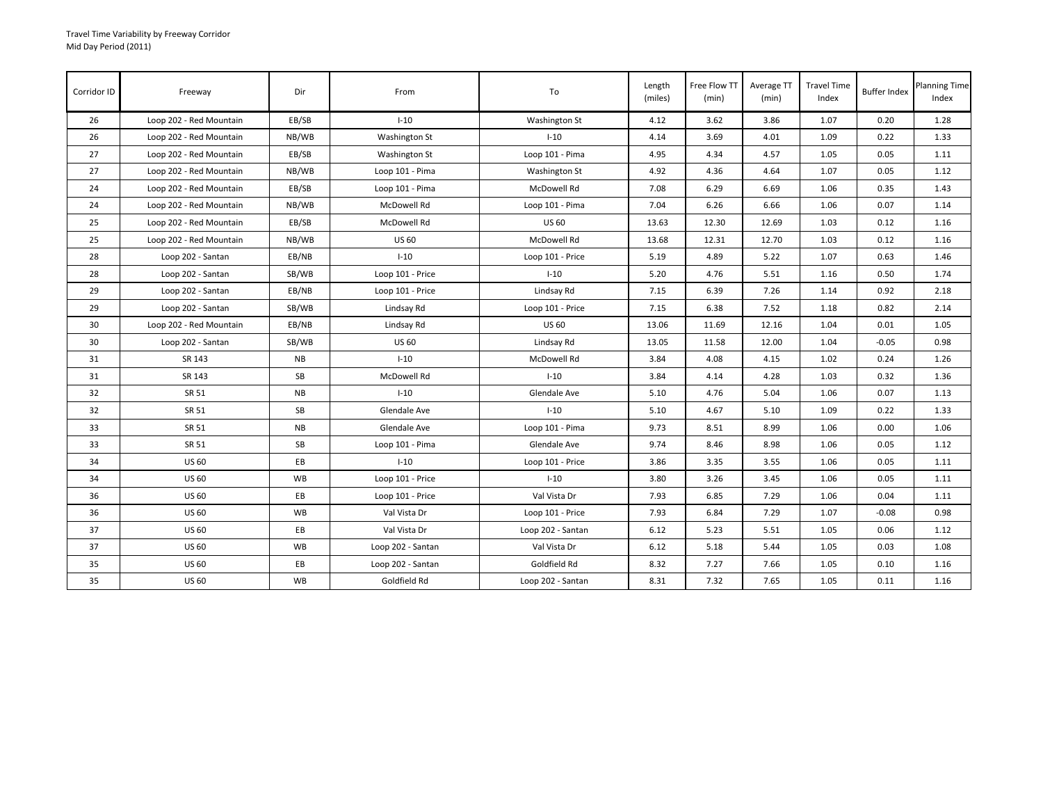Travel Time Variability by Freeway Corridor
Mid Day Period (2011)

| Corridor ID | Freeway | Dir | From | To | Length (miles) | Free Flow TT (min) | Average TT (min) | Travel Time Index | Buffer Index | Planning Time Index |
|---|---|---|---|---|---|---|---|---|---|---|
| 26 | Loop 202 - Red Mountain | EB/SB | I-10 | Washington St | 4.12 | 3.62 | 3.86 | 1.07 | 0.20 | 1.28 |
| 26 | Loop 202 - Red Mountain | NB/WB | Washington St | I-10 | 4.14 | 3.69 | 4.01 | 1.09 | 0.22 | 1.33 |
| 27 | Loop 202 - Red Mountain | EB/SB | Washington St | Loop 101 - Pima | 4.95 | 4.34 | 4.57 | 1.05 | 0.05 | 1.11 |
| 27 | Loop 202 - Red Mountain | NB/WB | Loop 101 - Pima | Washington St | 4.92 | 4.36 | 4.64 | 1.07 | 0.05 | 1.12 |
| 24 | Loop 202 - Red Mountain | EB/SB | Loop 101 - Pima | McDowell Rd | 7.08 | 6.29 | 6.69 | 1.06 | 0.35 | 1.43 |
| 24 | Loop 202 - Red Mountain | NB/WB | McDowell Rd | Loop 101 - Pima | 7.04 | 6.26 | 6.66 | 1.06 | 0.07 | 1.14 |
| 25 | Loop 202 - Red Mountain | EB/SB | McDowell Rd | US 60 | 13.63 | 12.30 | 12.69 | 1.03 | 0.12 | 1.16 |
| 25 | Loop 202 - Red Mountain | NB/WB | US 60 | McDowell Rd | 13.68 | 12.31 | 12.70 | 1.03 | 0.12 | 1.16 |
| 28 | Loop 202 - Santan | EB/NB | I-10 | Loop 101 - Price | 5.19 | 4.89 | 5.22 | 1.07 | 0.63 | 1.46 |
| 28 | Loop 202 - Santan | SB/WB | Loop 101 - Price | I-10 | 5.20 | 4.76 | 5.51 | 1.16 | 0.50 | 1.74 |
| 29 | Loop 202 - Santan | EB/NB | Loop 101 - Price | Lindsay Rd | 7.15 | 6.39 | 7.26 | 1.14 | 0.92 | 2.18 |
| 29 | Loop 202 - Santan | SB/WB | Lindsay Rd | Loop 101 - Price | 7.15 | 6.38 | 7.52 | 1.18 | 0.82 | 2.14 |
| 30 | Loop 202 - Red Mountain | EB/NB | Lindsay Rd | US 60 | 13.06 | 11.69 | 12.16 | 1.04 | 0.01 | 1.05 |
| 30 | Loop 202 - Santan | SB/WB | US 60 | Lindsay Rd | 13.05 | 11.58 | 12.00 | 1.04 | -0.05 | 0.98 |
| 31 | SR 143 | NB | I-10 | McDowell Rd | 3.84 | 4.08 | 4.15 | 1.02 | 0.24 | 1.26 |
| 31 | SR 143 | SB | McDowell Rd | I-10 | 3.84 | 4.14 | 4.28 | 1.03 | 0.32 | 1.36 |
| 32 | SR 51 | NB | I-10 | Glendale Ave | 5.10 | 4.76 | 5.04 | 1.06 | 0.07 | 1.13 |
| 32 | SR 51 | SB | Glendale Ave | I-10 | 5.10 | 4.67 | 5.10 | 1.09 | 0.22 | 1.33 |
| 33 | SR 51 | NB | Glendale Ave | Loop 101 - Pima | 9.73 | 8.51 | 8.99 | 1.06 | 0.00 | 1.06 |
| 33 | SR 51 | SB | Loop 101 - Pima | Glendale Ave | 9.74 | 8.46 | 8.98 | 1.06 | 0.05 | 1.12 |
| 34 | US 60 | EB | I-10 | Loop 101 - Price | 3.86 | 3.35 | 3.55 | 1.06 | 0.05 | 1.11 |
| 34 | US 60 | WB | Loop 101 - Price | I-10 | 3.80 | 3.26 | 3.45 | 1.06 | 0.05 | 1.11 |
| 36 | US 60 | EB | Loop 101 - Price | Val Vista Dr | 7.93 | 6.85 | 7.29 | 1.06 | 0.04 | 1.11 |
| 36 | US 60 | WB | Val Vista Dr | Loop 101 - Price | 7.93 | 6.84 | 7.29 | 1.07 | -0.08 | 0.98 |
| 37 | US 60 | EB | Val Vista Dr | Loop 202 - Santan | 6.12 | 5.23 | 5.51 | 1.05 | 0.06 | 1.12 |
| 37 | US 60 | WB | Loop 202 - Santan | Val Vista Dr | 6.12 | 5.18 | 5.44 | 1.05 | 0.03 | 1.08 |
| 35 | US 60 | EB | Loop 202 - Santan | Goldfield Rd | 8.32 | 7.27 | 7.66 | 1.05 | 0.10 | 1.16 |
| 35 | US 60 | WB | Goldfield Rd | Loop 202 - Santan | 8.31 | 7.32 | 7.65 | 1.05 | 0.11 | 1.16 |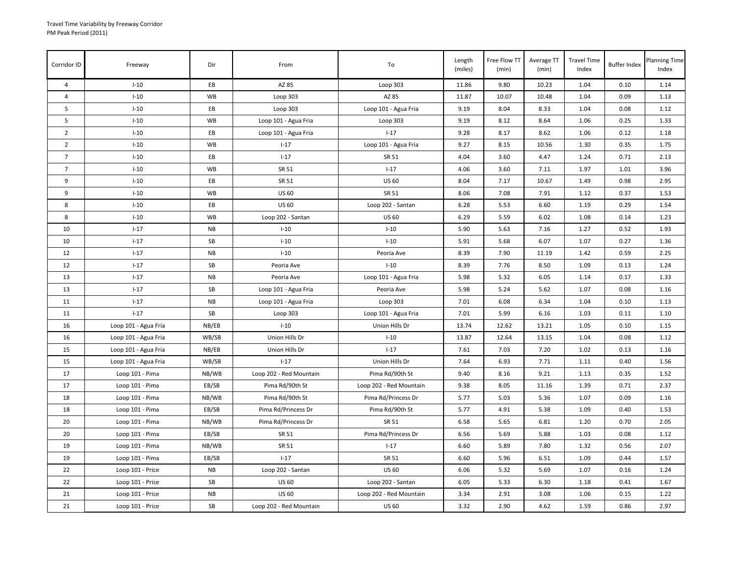Travel Time Variability by Freeway Corridor
PM Peak Period (2011)

| Corridor ID | Freeway | Dir | From | To | Length (miles) | Free Flow TT (min) | Average TT (min) | Travel Time Index | Buffer Index | Planning Time Index |
|---|---|---|---|---|---|---|---|---|---|---|
| 4 | I-10 | EB | AZ 85 | Loop 303 | 11.86 | 9.80 | 10.23 | 1.04 | 0.10 | 1.14 |
| 4 | I-10 | WB | Loop 303 | AZ 85 | 11.87 | 10.07 | 10.48 | 1.04 | 0.09 | 1.13 |
| 5 | I-10 | EB | Loop 303 | Loop 101 - Agua Fria | 9.19 | 8.04 | 8.33 | 1.04 | 0.08 | 1.12 |
| 5 | I-10 | WB | Loop 101 - Agua Fria | Loop 303 | 9.19 | 8.12 | 8.64 | 1.06 | 0.25 | 1.33 |
| 2 | I-10 | EB | Loop 101 - Agua Fria | I-17 | 9.28 | 8.17 | 8.62 | 1.06 | 0.12 | 1.18 |
| 2 | I-10 | WB | I-17 | Loop 101 - Agua Fria | 9.27 | 8.15 | 10.56 | 1.30 | 0.35 | 1.75 |
| 7 | I-10 | EB | I-17 | SR 51 | 4.04 | 3.60 | 4.47 | 1.24 | 0.71 | 2.13 |
| 7 | I-10 | WB | SR 51 | I-17 | 4.06 | 3.60 | 7.11 | 1.97 | 1.01 | 3.96 |
| 9 | I-10 | EB | SR 51 | US 60 | 8.04 | 7.17 | 10.67 | 1.49 | 0.98 | 2.95 |
| 9 | I-10 | WB | US 60 | SR 51 | 8.06 | 7.08 | 7.91 | 1.12 | 0.37 | 1.53 |
| 8 | I-10 | EB | US 60 | Loop 202 - Santan | 6.28 | 5.53 | 6.60 | 1.19 | 0.29 | 1.54 |
| 8 | I-10 | WB | Loop 202 - Santan | US 60 | 6.29 | 5.59 | 6.02 | 1.08 | 0.14 | 1.23 |
| 10 | I-17 | NB | I-10 | I-10 | 5.90 | 5.63 | 7.16 | 1.27 | 0.52 | 1.93 |
| 10 | I-17 | SB | I-10 | I-10 | 5.91 | 5.68 | 6.07 | 1.07 | 0.27 | 1.36 |
| 12 | I-17 | NB | I-10 | Peoria Ave | 8.39 | 7.90 | 11.19 | 1.42 | 0.59 | 2.25 |
| 12 | I-17 | SB | Peoria Ave | I-10 | 8.39 | 7.76 | 8.50 | 1.09 | 0.13 | 1.24 |
| 13 | I-17 | NB | Peoria Ave | Loop 101 - Agua Fria | 5.98 | 5.32 | 6.05 | 1.14 | 0.17 | 1.33 |
| 13 | I-17 | SB | Loop 101 - Agua Fria | Peoria Ave | 5.98 | 5.24 | 5.62 | 1.07 | 0.08 | 1.16 |
| 11 | I-17 | NB | Loop 101 - Agua Fria | Loop 303 | 7.01 | 6.08 | 6.34 | 1.04 | 0.10 | 1.13 |
| 11 | I-17 | SB | Loop 303 | Loop 101 - Agua Fria | 7.01 | 5.99 | 6.16 | 1.03 | 0.11 | 1.10 |
| 16 | Loop 101 - Agua Fria | NB/EB | I-10 | Union Hills Dr | 13.74 | 12.62 | 13.21 | 1.05 | 0.10 | 1.15 |
| 16 | Loop 101 - Agua Fria | WB/SB | Union Hills Dr | I-10 | 13.87 | 12.64 | 13.15 | 1.04 | 0.08 | 1.12 |
| 15 | Loop 101 - Agua Fria | NB/EB | Union Hills Dr | I-17 | 7.61 | 7.03 | 7.20 | 1.02 | 0.13 | 1.16 |
| 15 | Loop 101 - Agua Fria | WB/SB | I-17 | Union Hills Dr | 7.64 | 6.93 | 7.71 | 1.11 | 0.40 | 1.56 |
| 17 | Loop 101 - Pima | NB/WB | Loop 202 - Red Mountain | Pima Rd/90th St | 9.40 | 8.16 | 9.21 | 1.13 | 0.35 | 1.52 |
| 17 | Loop 101 - Pima | EB/SB | Pima Rd/90th St | Loop 202 - Red Mountain | 9.38 | 8.05 | 11.16 | 1.39 | 0.71 | 2.37 |
| 18 | Loop 101 - Pima | NB/WB | Pima Rd/90th St | Pima Rd/Princess Dr | 5.77 | 5.03 | 5.36 | 1.07 | 0.09 | 1.16 |
| 18 | Loop 101 - Pima | EB/SB | Pima Rd/Princess Dr | Pima Rd/90th St | 5.77 | 4.91 | 5.38 | 1.09 | 0.40 | 1.53 |
| 20 | Loop 101 - Pima | NB/WB | Pima Rd/Princess Dr | SR 51 | 6.58 | 5.65 | 6.81 | 1.20 | 0.70 | 2.05 |
| 20 | Loop 101 - Pima | EB/SB | SR 51 | Pima Rd/Princess Dr | 6.56 | 5.69 | 5.88 | 1.03 | 0.08 | 1.12 |
| 19 | Loop 101 - Pima | NB/WB | SR 51 | I-17 | 6.60 | 5.89 | 7.80 | 1.32 | 0.56 | 2.07 |
| 19 | Loop 101 - Pima | EB/SB | I-17 | SR 51 | 6.60 | 5.96 | 6.51 | 1.09 | 0.44 | 1.57 |
| 22 | Loop 101 - Price | NB | Loop 202 - Santan | US 60 | 6.06 | 5.32 | 5.69 | 1.07 | 0.16 | 1.24 |
| 22 | Loop 101 - Price | SB | US 60 | Loop 202 - Santan | 6.05 | 5.33 | 6.30 | 1.18 | 0.41 | 1.67 |
| 21 | Loop 101 - Price | NB | US 60 | Loop 202 - Red Mountain | 3.34 | 2.91 | 3.08 | 1.06 | 0.15 | 1.22 |
| 21 | Loop 101 - Price | SB | Loop 202 - Red Mountain | US 60 | 3.32 | 2.90 | 4.62 | 1.59 | 0.86 | 2.97 |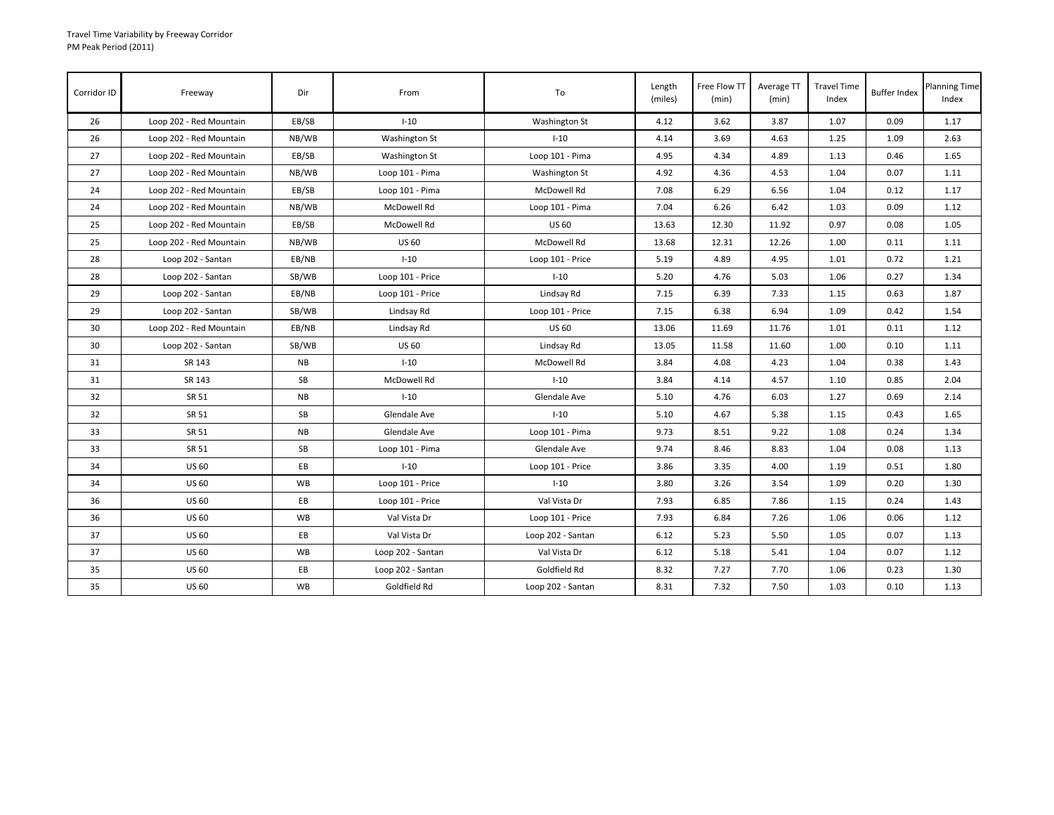Travel Time Variability by Freeway Corridor
PM Peak Period (2011)

| Corridor ID | Freeway | Dir | From | To | Length (miles) | Free Flow TT (min) | Average TT (min) | Travel Time Index | Buffer Index | Planning Time Index |
|---|---|---|---|---|---|---|---|---|---|---|
| 26 | Loop 202 - Red Mountain | EB/SB | I-10 | Washington St | 4.12 | 3.62 | 3.87 | 1.07 | 0.09 | 1.17 |
| 26 | Loop 202 - Red Mountain | NB/WB | Washington St | I-10 | 4.14 | 3.69 | 4.63 | 1.25 | 1.09 | 2.63 |
| 27 | Loop 202 - Red Mountain | EB/SB | Washington St | Loop 101 - Pima | 4.95 | 4.34 | 4.89 | 1.13 | 0.46 | 1.65 |
| 27 | Loop 202 - Red Mountain | NB/WB | Loop 101 - Pima | Washington St | 4.92 | 4.36 | 4.53 | 1.04 | 0.07 | 1.11 |
| 24 | Loop 202 - Red Mountain | EB/SB | Loop 101 - Pima | McDowell Rd | 7.08 | 6.29 | 6.56 | 1.04 | 0.12 | 1.17 |
| 24 | Loop 202 - Red Mountain | NB/WB | McDowell Rd | Loop 101 - Pima | 7.04 | 6.26 | 6.42 | 1.03 | 0.09 | 1.12 |
| 25 | Loop 202 - Red Mountain | EB/SB | McDowell Rd | US 60 | 13.63 | 12.30 | 11.92 | 0.97 | 0.08 | 1.05 |
| 25 | Loop 202 - Red Mountain | NB/WB | US 60 | McDowell Rd | 13.68 | 12.31 | 12.26 | 1.00 | 0.11 | 1.11 |
| 28 | Loop 202 - Santan | EB/NB | I-10 | Loop 101 - Price | 5.19 | 4.89 | 4.95 | 1.01 | 0.72 | 1.21 |
| 28 | Loop 202 - Santan | SB/WB | Loop 101 - Price | I-10 | 5.20 | 4.76 | 5.03 | 1.06 | 0.27 | 1.34 |
| 29 | Loop 202 - Santan | EB/NB | Loop 101 - Price | Lindsay Rd | 7.15 | 6.39 | 7.33 | 1.15 | 0.63 | 1.87 |
| 29 | Loop 202 - Santan | SB/WB | Lindsay Rd | Loop 101 - Price | 7.15 | 6.38 | 6.94 | 1.09 | 0.42 | 1.54 |
| 30 | Loop 202 - Red Mountain | EB/NB | Lindsay Rd | US 60 | 13.06 | 11.69 | 11.76 | 1.01 | 0.11 | 1.12 |
| 30 | Loop 202 - Santan | SB/WB | US 60 | Lindsay Rd | 13.05 | 11.58 | 11.60 | 1.00 | 0.10 | 1.11 |
| 31 | SR 143 | NB | I-10 | McDowell Rd | 3.84 | 4.08 | 4.23 | 1.04 | 0.38 | 1.43 |
| 31 | SR 143 | SB | McDowell Rd | I-10 | 3.84 | 4.14 | 4.57 | 1.10 | 0.85 | 2.04 |
| 32 | SR 51 | NB | I-10 | Glendale Ave | 5.10 | 4.76 | 6.03 | 1.27 | 0.69 | 2.14 |
| 32 | SR 51 | SB | Glendale Ave | I-10 | 5.10 | 4.67 | 5.38 | 1.15 | 0.43 | 1.65 |
| 33 | SR 51 | NB | Glendale Ave | Loop 101 - Pima | 9.73 | 8.51 | 9.22 | 1.08 | 0.24 | 1.34 |
| 33 | SR 51 | SB | Loop 101 - Pima | Glendale Ave | 9.74 | 8.46 | 8.83 | 1.04 | 0.08 | 1.13 |
| 34 | US 60 | EB | I-10 | Loop 101 - Price | 3.86 | 3.35 | 4.00 | 1.19 | 0.51 | 1.80 |
| 34 | US 60 | WB | Loop 101 - Price | I-10 | 3.80 | 3.26 | 3.54 | 1.09 | 0.20 | 1.30 |
| 36 | US 60 | EB | Loop 101 - Price | Val Vista Dr | 7.93 | 6.85 | 7.86 | 1.15 | 0.24 | 1.43 |
| 36 | US 60 | WB | Val Vista Dr | Loop 101 - Price | 7.93 | 6.84 | 7.26 | 1.06 | 0.06 | 1.12 |
| 37 | US 60 | EB | Val Vista Dr | Loop 202 - Santan | 6.12 | 5.23 | 5.50 | 1.05 | 0.07 | 1.13 |
| 37 | US 60 | WB | Loop 202 - Santan | Val Vista Dr | 6.12 | 5.18 | 5.41 | 1.04 | 0.07 | 1.12 |
| 35 | US 60 | EB | Loop 202 - Santan | Goldfield Rd | 8.32 | 7.27 | 7.70 | 1.06 | 0.23 | 1.30 |
| 35 | US 60 | WB | Goldfield Rd | Loop 202 - Santan | 8.31 | 7.32 | 7.50 | 1.03 | 0.10 | 1.13 |